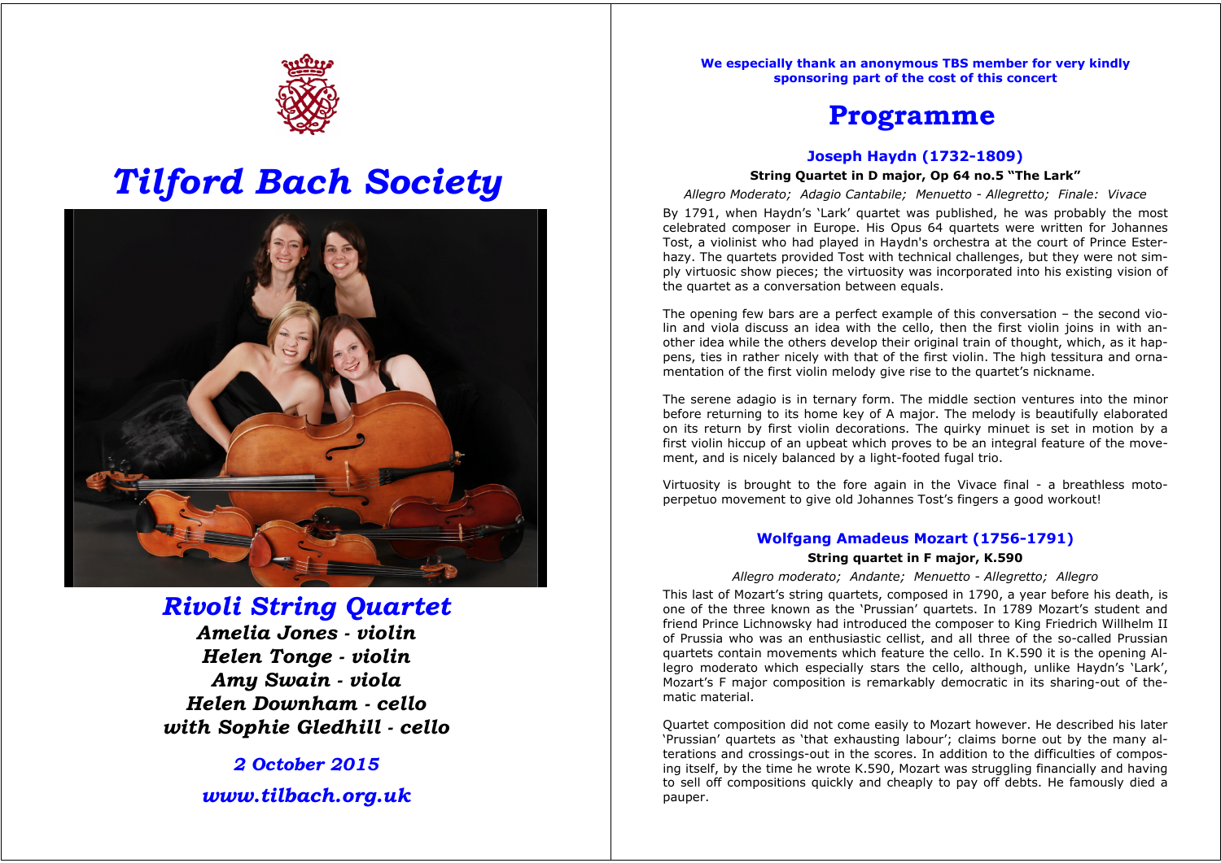# Tilford Bach Society

## Rivoli String Quartet

*Amelia Jones - violin*
*Helen Tonge - violin*
*Amy Swain - viola*
*Helen Downham - cello*
*with Sophie Gledhill - cello*

*2 October 2015*

*www.tilbach.org.uk*

**We especially thank an anonymous TBS member for very kindly sponsoring part of the cost of this concert**

# Programme

### Joseph Haydn (1732-1809)

**String Quartet in D major, Op 64 no.5 "The Lark"**

*Allegro Moderato; Adagio Cantabile; Menuetto - Allegretto; Finale: Vivace*

By 1791, when Haydn's 'Lark' quartet was published, he was probably the most celebrated composer in Europe. His Opus 64 quartets were written for Johannes Tost, a violinist who had played in Haydn's orchestra at the court of Prince Esterhazy. The quartets provided Tost with technical challenges, but they were not simply virtuosic show pieces; the virtuosity was incorporated into his existing vision of the quartet as a conversation between equals.

The opening few bars are a perfect example of this conversation – the second violin and viola discuss an idea with the cello, then the first violin joins in with another idea while the others develop their original train of thought, which, as it happens, ties in rather nicely with that of the first violin. The high tessitura and ornamentation of the first violin melody give rise to the quartet's nickname.

The serene adagio is in ternary form. The middle section ventures into the minor before returning to its home key of A major. The melody is beautifully elaborated on its return by first violin decorations. The quirky minuet is set in motion by a first violin hiccup of an upbeat which proves to be an integral feature of the movement, and is nicely balanced by a light-footed fugal trio.

Virtuosity is brought to the fore again in the Vivace final - a breathless moto-perpetuo movement to give old Johannes Tost's fingers a good workout!

### Wolfgang Amadeus Mozart (1756-1791)

**String quartet in F major, K.590**

*Allegro moderato; Andante; Menuetto - Allegretto; Allegro*

This last of Mozart's string quartets, composed in 1790, a year before his death, is one of the three known as the 'Prussian' quartets. In 1789 Mozart's student and friend Prince Lichnowsky had introduced the composer to King Friedrich Willhelm II of Prussia who was an enthusiastic cellist, and all three of the so-called Prussian quartets contain movements which feature the cello. In K.590 it is the opening Allegro moderato which especially stars the cello, although, unlike Haydn's 'Lark', Mozart's F major composition is remarkably democratic in its sharing-out of thematic material.

Quartet composition did not come easily to Mozart however. He described his later 'Prussian' quartets as 'that exhausting labour'; claims borne out by the many alterations and crossings-out in the scores. In addition to the difficulties of composing itself, by the time he wrote K.590, Mozart was struggling financially and having to sell off compositions quickly and cheaply to pay off debts. He famously died a pauper.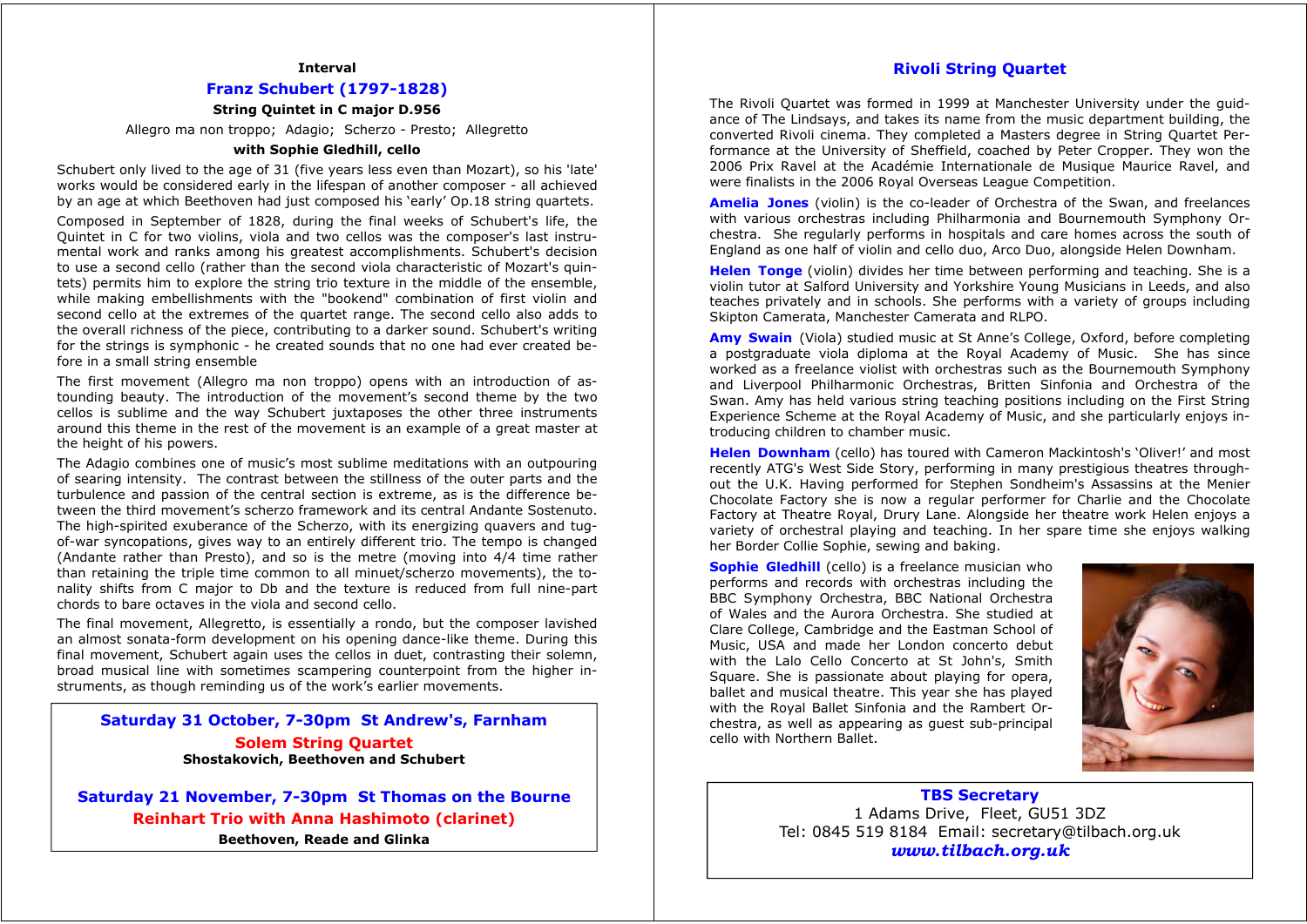**Interval**

## Franz Schubert (1797-1828)

**String Quintet in C major D.956**

Allegro ma non troppo; Adagio; Scherzo - Presto; Allegretto

**with Sophie Gledhill, cello**

Schubert only lived to the age of 31 (five years less even than Mozart), so his 'late' works would be considered early in the lifespan of another composer - all achieved by an age at which Beethoven had just composed his 'early' Op.18 string quartets.

Composed in September of 1828, during the final weeks of Schubert's life, the Quintet in C for two violins, viola and two cellos was the composer's last instrumental work and ranks among his greatest accomplishments. Schubert's decision to use a second cello (rather than the second viola characteristic of Mozart's quintets) permits him to explore the string trio texture in the middle of the ensemble, while making embellishments with the "bookend" combination of first violin and second cello at the extremes of the quartet range. The second cello also adds to the overall richness of the piece, contributing to a darker sound. Schubert's writing for the strings is symphonic - he created sounds that no one had ever created before in a small string ensemble

The first movement (Allegro ma non troppo) opens with an introduction of astounding beauty. The introduction of the movement's second theme by the two cellos is sublime and the way Schubert juxtaposes the other three instruments around this theme in the rest of the movement is an example of a great master at the height of his powers.

The Adagio combines one of music's most sublime meditations with an outpouring of searing intensity. The contrast between the stillness of the outer parts and the turbulence and passion of the central section is extreme, as is the difference between the third movement's scherzo framework and its central Andante Sostenuto. The high-spirited exuberance of the Scherzo, with its energizing quavers and tug-of-war syncopations, gives way to an entirely different trio. The tempo is changed (Andante rather than Presto), and so is the metre (moving into 4/4 time rather than retaining the triple time common to all minuet/scherzo movements), the tonality shifts from C major to Db and the texture is reduced from full nine-part chords to bare octaves in the viola and second cello.

The final movement, Allegretto, is essentially a rondo, but the composer lavished an almost sonata-form development on his opening dance-like theme. During this final movement, Schubert again uses the cellos in duet, contrasting their solemn, broad musical line with sometimes scampering counterpoint from the higher instruments, as though reminding us of the work's earlier movements.

**Saturday 31 October, 7-30pm St Andrew's, Farnham**

**Solem String Quartet**

**Shostakovich, Beethoven and Schubert**

**Saturday 21 November, 7-30pm St Thomas on the Bourne**

**Reinhart Trio with Anna Hashimoto (clarinet)**

**Beethoven, Reade and Glinka**

## Rivoli String Quartet

The Rivoli Quartet was formed in 1999 at Manchester University under the guidance of The Lindsays, and takes its name from the music department building, the converted Rivoli cinema. They completed a Masters degree in String Quartet Performance at the University of Sheffield, coached by Peter Cropper. They won the 2006 Prix Ravel at the Académie Internationale de Musique Maurice Ravel, and were finalists in the 2006 Royal Overseas League Competition.

**Amelia Jones** (violin) is the co-leader of Orchestra of the Swan, and freelances with various orchestras including Philharmonia and Bournemouth Symphony Orchestra. She regularly performs in hospitals and care homes across the south of England as one half of violin and cello duo, Arco Duo, alongside Helen Downham.

**Helen Tonge** (violin) divides her time between performing and teaching. She is a violin tutor at Salford University and Yorkshire Young Musicians in Leeds, and also teaches privately and in schools. She performs with a variety of groups including Skipton Camerata, Manchester Camerata and RLPO.

**Amy Swain** (Viola) studied music at St Anne's College, Oxford, before completing a postgraduate viola diploma at the Royal Academy of Music. She has since worked as a freelance violist with orchestras such as the Bournemouth Symphony and Liverpool Philharmonic Orchestras, Britten Sinfonia and Orchestra of the Swan. Amy has held various string teaching positions including on the First String Experience Scheme at the Royal Academy of Music, and she particularly enjoys introducing children to chamber music.

**Helen Downham** (cello) has toured with Cameron Mackintosh's 'Oliver!' and most recently ATG's West Side Story, performing in many prestigious theatres throughout the U.K. Having performed for Stephen Sondheim's Assassins at the Menier Chocolate Factory she is now a regular performer for Charlie and the Chocolate Factory at Theatre Royal, Drury Lane. Alongside her theatre work Helen enjoys a variety of orchestral playing and teaching. In her spare time she enjoys walking her Border Collie Sophie, sewing and baking.

**Sophie Gledhill** (cello) is a freelance musician who performs and records with orchestras including the BBC Symphony Orchestra, BBC National Orchestra of Wales and the Aurora Orchestra. She studied at Clare College, Cambridge and the Eastman School of Music, USA and made her London concerto debut with the Lalo Cello Concerto at St John's, Smith Square. She is passionate about playing for opera, ballet and musical theatre. This year she has played with the Royal Ballet Sinfonia and the Rambert Orchestra, as well as appearing as guest sub-principal cello with Northern Ballet.

**TBS Secretary**

1 Adams Drive, Fleet, GU51 3DZ

Tel: 0845 519 8184 Email: secretary@tilbach.org.uk

***www.tilbach.org.uk***